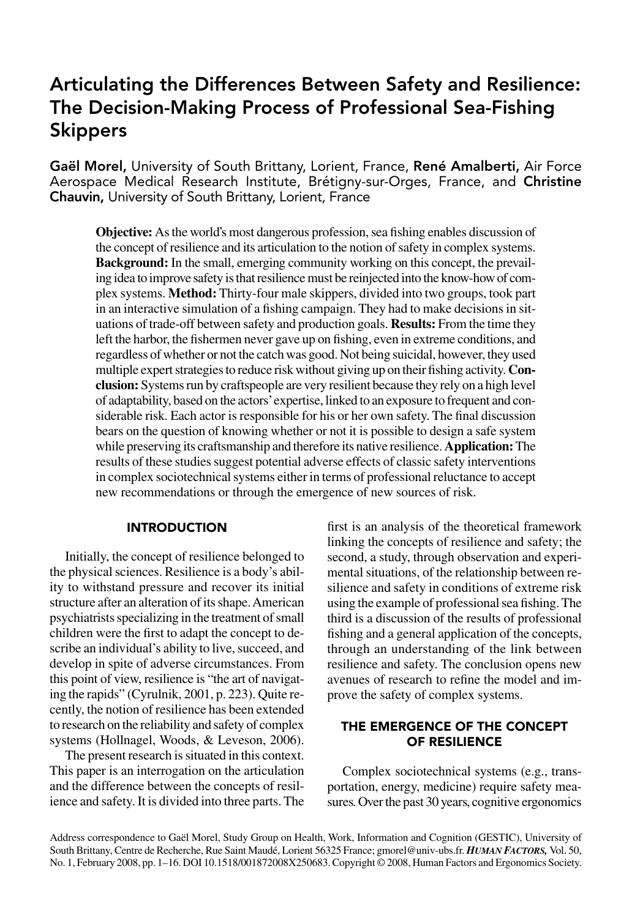# Articulating the Differences Between Safety and Resilience: The Decision-Making Process of Professional Sea-Fishing Skippers

**Gaël Morel,** University of South Brittany, Lorient, France, **René Amalberti,** Air Force Aerospace Medical Research Institute, Brétigny-sur-Orges, France, and **Christine Chauvin,** University of South Brittany, Lorient, France

**Objective:** As the world's most dangerous profession, sea fishing enables discussion of the concept of resilience and its articulation to the notion of safety in complex systems. **Background:** In the small, emerging community working on this concept, the prevailing idea to improve safety is that resilience must be reinjected into the know-how of complex systems. **Method:** Thirty-four male skippers, divided into two groups, took part in an interactive simulation of a fishing campaign. They had to make decisions in situations of trade-off between safety and production goals. **Results:** From the time they left the harbor, the fishermen never gave up on fishing, even in extreme conditions, and regardless of whether or not the catch was good. Not being suicidal, however, they used multiple expert strategies to reduce risk without giving up on their fishing activity. **Conclusion:** Systems run by craftspeople are very resilient because they rely on a high level of adaptability, based on the actors' expertise, linked to an exposure to frequent and considerable risk. Each actor is responsible for his or her own safety. The final discussion bears on the question of knowing whether or not it is possible to design a safe system while preserving its craftsmanship and therefore its native resilience. **Application:** The results of these studies suggest potential adverse effects of classic safety interventions in complex sociotechnical systems either in terms of professional reluctance to accept new recommendations or through the emergence of new sources of risk.

## INTRODUCTION

Initially, the concept of resilience belonged to the physical sciences. Resilience is a body's ability to withstand pressure and recover its initial structure after an alteration of its shape. American psychiatrists specializing in the treatment of small children were the first to adapt the concept to describe an individual's ability to live, succeed, and develop in spite of adverse circumstances. From this point of view, resilience is "the art of navigating the rapids" (Cyrulnik, 2001, p. 223). Quite recently, the notion of resilience has been extended to research on the reliability and safety of complex systems (Hollnagel, Woods, & Leveson, 2006).

The present research is situated in this context. This paper is an interrogation on the articulation and the difference between the concepts of resilience and safety. It is divided into three parts. The first is an analysis of the theoretical framework linking the concepts of resilience and safety; the second, a study, through observation and experimental situations, of the relationship between resilience and safety in conditions of extreme risk using the example of professional sea fishing. The third is a discussion of the results of professional fishing and a general application of the concepts, through an understanding of the link between resilience and safety. The conclusion opens new avenues of research to refine the model and improve the safety of complex systems.

## THE EMERGENCE OF THE CONCEPT OF RESILIENCE

Complex sociotechnical systems (e.g., transportation, energy, medicine) require safety measures. Over the past 30 years, cognitive ergonomics

Address correspondence to Gaël Morel, Study Group on Health, Work, Information and Cognition (GESTIC), University of South Brittany, Centre de Recherche, Rue Saint Maudé, Lorient 56325 France; gmorel@univ-ubs.fr. *HUMAN FACTORS,* Vol. 50, No. 1, February 2008, pp. 1–16. DOI 10.1518/001872008X250683. Copyright © 2008, Human Factors and Ergonomics Society.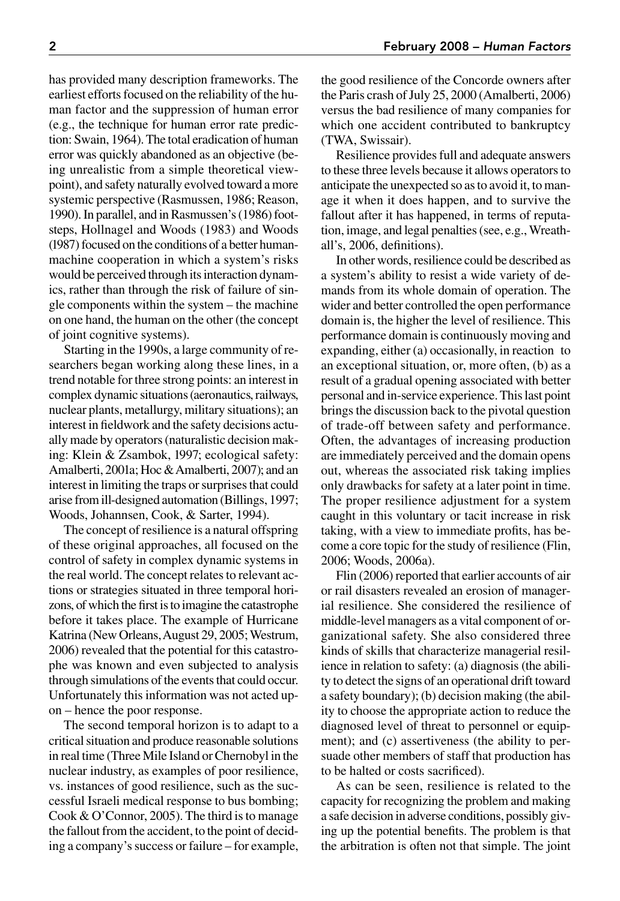has provided many description frameworks. The earliest efforts focused on the reliability of the human factor and the suppression of human error (e.g., the technique for human error rate prediction: Swain, 1964). The total eradication of human error was quickly abandoned as an objective (being unrealistic from a simple theoretical viewpoint), and safety naturally evolved toward a more systemic perspective (Rasmussen, 1986; Reason, 1990). In parallel, and in Rasmussen's (1986) footsteps, Hollnagel and Woods (1983) and Woods (1987) focused on the conditions of a better human-machine cooperation in which a system's risks would be perceived through its interaction dynamics, rather than through the risk of failure of single components within the system – the machine on one hand, the human on the other (the concept of joint cognitive systems).

Starting in the 1990s, a large community of researchers began working along these lines, in a trend notable for three strong points: an interest in complex dynamic situations (aeronautics, railways, nuclear plants, metallurgy, military situations); an interest in fieldwork and the safety decisions actually made by operators (naturalistic decision making: Klein & Zsambok, 1997; ecological safety: Amalberti, 2001a; Hoc & Amalberti, 2007); and an interest in limiting the traps or surprises that could arise from ill-designed automation (Billings, 1997; Woods, Johannsen, Cook, & Sarter, 1994).

The concept of resilience is a natural offspring of these original approaches, all focused on the control of safety in complex dynamic systems in the real world. The concept relates to relevant actions or strategies situated in three temporal horizons, of which the first is to imagine the catastrophe before it takes place. The example of Hurricane Katrina (New Orleans, August 29, 2005; Westrum, 2006) revealed that the potential for this catastrophe was known and even subjected to analysis through simulations of the events that could occur. Unfortunately this information was not acted upon – hence the poor response.

The second temporal horizon is to adapt to a critical situation and produce reasonable solutions in real time (Three Mile Island or Chernobyl in the nuclear industry, as examples of poor resilience, vs. instances of good resilience, such as the successful Israeli medical response to bus bombing; Cook & O'Connor, 2005). The third is to manage the fallout from the accident, to the point of deciding a company's success or failure – for example, the good resilience of the Concorde owners after the Paris crash of July 25, 2000 (Amalberti, 2006) versus the bad resilience of many companies for which one accident contributed to bankruptcy (TWA, Swissair).

Resilience provides full and adequate answers to these three levels because it allows operators to anticipate the unexpected so as to avoid it, to manage it when it does happen, and to survive the fallout after it has happened, in terms of reputation, image, and legal penalties (see, e.g., Wreathall's, 2006, definitions).

In other words, resilience could be described as a system's ability to resist a wide variety of demands from its whole domain of operation. The wider and better controlled the open performance domain is, the higher the level of resilience. This performance domain is continuously moving and expanding, either (a) occasionally, in reaction to an exceptional situation, or, more often, (b) as a result of a gradual opening associated with better personal and in-service experience. This last point brings the discussion back to the pivotal question of trade-off between safety and performance. Often, the advantages of increasing production are immediately perceived and the domain opens out, whereas the associated risk taking implies only drawbacks for safety at a later point in time. The proper resilience adjustment for a system caught in this voluntary or tacit increase in risk taking, with a view to immediate profits, has become a core topic for the study of resilience (Flin, 2006; Woods, 2006a).

Flin (2006) reported that earlier accounts of air or rail disasters revealed an erosion of managerial resilience. She considered the resilience of middle-level managers as a vital component of organizational safety. She also considered three kinds of skills that characterize managerial resilience in relation to safety: (a) diagnosis (the ability to detect the signs of an operational drift toward a safety boundary); (b) decision making (the ability to choose the appropriate action to reduce the diagnosed level of threat to personnel or equipment); and (c) assertiveness (the ability to persuade other members of staff that production has to be halted or costs sacrificed).

As can be seen, resilience is related to the capacity for recognizing the problem and making a safe decision in adverse conditions, possibly giving up the potential benefits. The problem is that the arbitration is often not that simple. The joint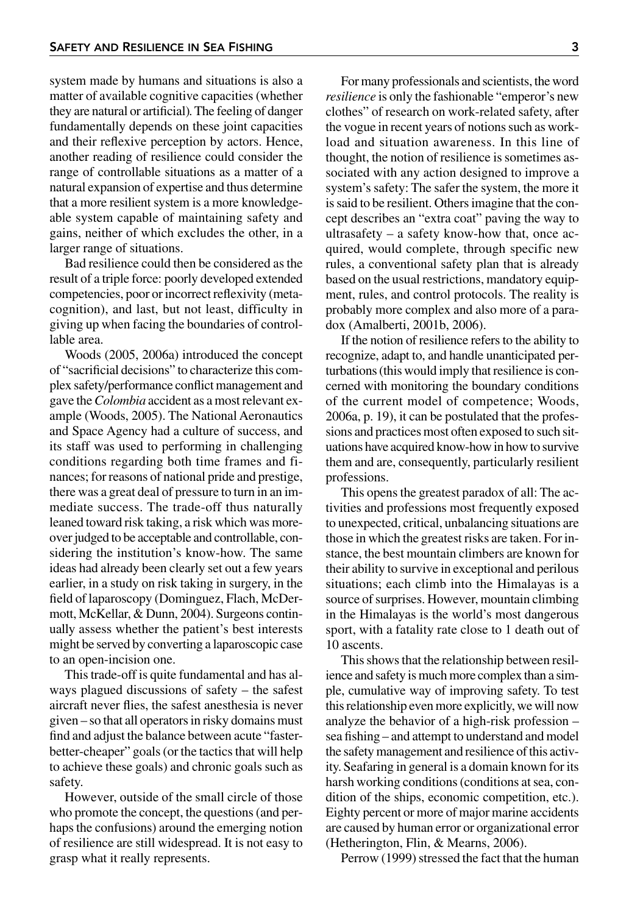system made by humans and situations is also a matter of available cognitive capacities (whether they are natural or artificial). The feeling of danger fundamentally depends on these joint capacities and their reflexive perception by actors. Hence, another reading of resilience could consider the range of controllable situations as a matter of a natural expansion of expertise and thus determine that a more resilient system is a more knowledgeable system capable of maintaining safety and gains, neither of which excludes the other, in a larger range of situations.

Bad resilience could then be considered as the result of a triple force: poorly developed extended competencies, poor or incorrect reflexivity (metacognition), and last, but not least, difficulty in giving up when facing the boundaries of controllable area.

Woods (2005, 2006a) introduced the concept of "sacrificial decisions" to characterize this complex safety/performance conflict management and gave the *Colombia* accident as a most relevant example (Woods, 2005). The National Aeronautics and Space Agency had a culture of success, and its staff was used to performing in challenging conditions regarding both time frames and finances; for reasons of national pride and prestige, there was a great deal of pressure to turn in an immediate success. The trade-off thus naturally leaned toward risk taking, a risk which was moreover judged to be acceptable and controllable, considering the institution's know-how. The same ideas had already been clearly set out a few years earlier, in a study on risk taking in surgery, in the field of laparoscopy (Dominguez, Flach, McDermott, McKellar, & Dunn, 2004). Surgeons continually assess whether the patient's best interests might be served by converting a laparoscopic case to an open-incision one.

This trade-off is quite fundamental and has always plagued discussions of safety – the safest aircraft never flies, the safest anesthesia is never given – so that all operators in risky domains must find and adjust the balance between acute "faster-better-cheaper" goals (or the tactics that will help to achieve these goals) and chronic goals such as safety.

However, outside of the small circle of those who promote the concept, the questions (and perhaps the confusions) around the emerging notion of resilience are still widespread. It is not easy to grasp what it really represents.

For many professionals and scientists, the word *resilience* is only the fashionable "emperor's new clothes" of research on work-related safety, after the vogue in recent years of notions such as workload and situation awareness. In this line of thought, the notion of resilience is sometimes associated with any action designed to improve a system's safety: The safer the system, the more it is said to be resilient. Others imagine that the concept describes an "extra coat" paving the way to ultrasafety – a safety know-how that, once acquired, would complete, through specific new rules, a conventional safety plan that is already based on the usual restrictions, mandatory equipment, rules, and control protocols. The reality is probably more complex and also more of a paradox (Amalberti, 2001b, 2006).

If the notion of resilience refers to the ability to recognize, adapt to, and handle unanticipated perturbations (this would imply that resilience is concerned with monitoring the boundary conditions of the current model of competence; Woods, 2006a, p. 19), it can be postulated that the professions and practices most often exposed to such situations have acquired know-how in how to survive them and are, consequently, particularly resilient professions.

This opens the greatest paradox of all: The activities and professions most frequently exposed to unexpected, critical, unbalancing situations are those in which the greatest risks are taken. For instance, the best mountain climbers are known for their ability to survive in exceptional and perilous situations; each climb into the Himalayas is a source of surprises. However, mountain climbing in the Himalayas is the world's most dangerous sport, with a fatality rate close to 1 death out of 10 ascents.

This shows that the relationship between resilience and safety is much more complex than a simple, cumulative way of improving safety. To test this relationship even more explicitly, we will now analyze the behavior of a high-risk profession – sea fishing – and attempt to understand and model the safety management and resilience of this activity. Seafaring in general is a domain known for its harsh working conditions (conditions at sea, condition of the ships, economic competition, etc.). Eighty percent or more of major marine accidents are caused by human error or organizational error (Hetherington, Flin, & Mearns, 2006).

Perrow (1999) stressed the fact that the human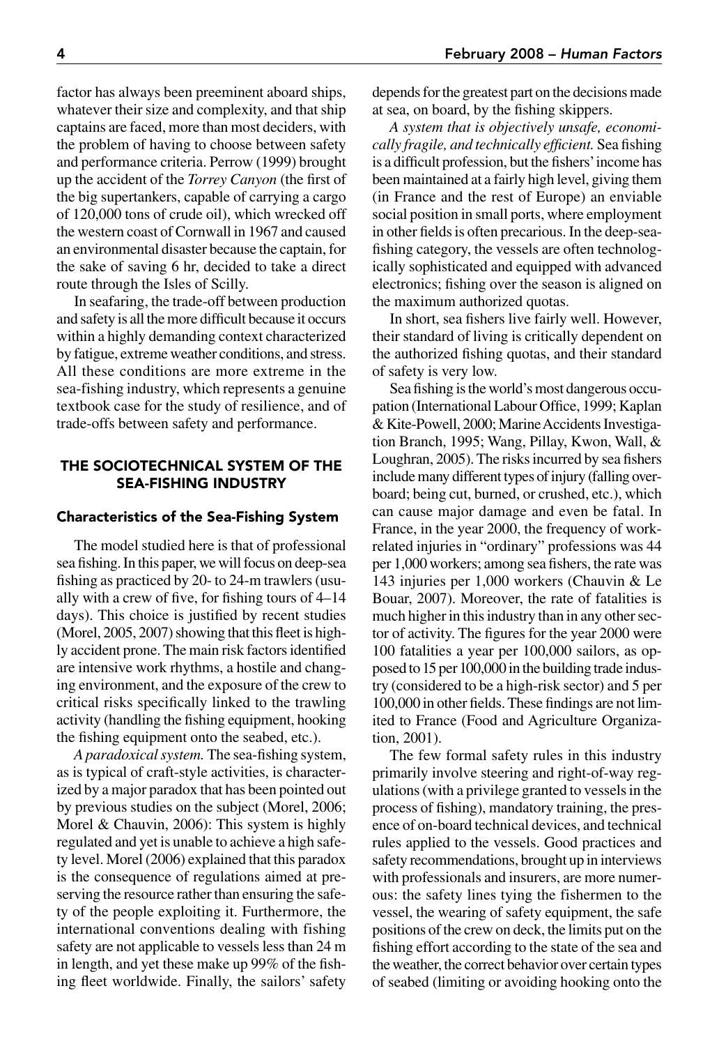factor has always been preeminent aboard ships, whatever their size and complexity, and that ship captains are faced, more than most deciders, with the problem of having to choose between safety and performance criteria. Perrow (1999) brought up the accident of the *Torrey Canyon* (the first of the big supertankers, capable of carrying a cargo of 120,000 tons of crude oil), which wrecked off the western coast of Cornwall in 1967 and caused an environmental disaster because the captain, for the sake of saving 6 hr, decided to take a direct route through the Isles of Scilly.

In seafaring, the trade-off between production and safety is all the more difficult because it occurs within a highly demanding context characterized by fatigue, extreme weather conditions, and stress. All these conditions are more extreme in the sea-fishing industry, which represents a genuine textbook case for the study of resilience, and of trade-offs between safety and performance.

## THE SOCIOTECHNICAL SYSTEM OF THE SEA-FISHING INDUSTRY

### Characteristics of the Sea-Fishing System

The model studied here is that of professional sea fishing. In this paper, we will focus on deep-sea fishing as practiced by 20- to 24-m trawlers (usually with a crew of five, for fishing tours of 4–14 days). This choice is justified by recent studies (Morel, 2005, 2007) showing that this fleet is highly accident prone. The main risk factors identified are intensive work rhythms, a hostile and changing environment, and the exposure of the crew to critical risks specifically linked to the trawling activity (handling the fishing equipment, hooking the fishing equipment onto the seabed, etc.).

*A paradoxical system.* The sea-fishing system, as is typical of craft-style activities, is characterized by a major paradox that has been pointed out by previous studies on the subject (Morel, 2006; Morel & Chauvin, 2006): This system is highly regulated and yet is unable to achieve a high safety level. Morel (2006) explained that this paradox is the consequence of regulations aimed at preserving the resource rather than ensuring the safety of the people exploiting it. Furthermore, the international conventions dealing with fishing safety are not applicable to vessels less than 24 m in length, and yet these make up 99% of the fishing fleet worldwide. Finally, the sailors' safety depends for the greatest part on the decisions made at sea, on board, by the fishing skippers.

*A system that is objectively unsafe, economically fragile, and technically efficient.* Sea fishing is a difficult profession, but the fishers' income has been maintained at a fairly high level, giving them (in France and the rest of Europe) an enviable social position in small ports, where employment in other fields is often precarious. In the deep-sea-fishing category, the vessels are often technologically sophisticated and equipped with advanced electronics; fishing over the season is aligned on the maximum authorized quotas.

In short, sea fishers live fairly well. However, their standard of living is critically dependent on the authorized fishing quotas, and their standard of safety is very low.

Sea fishing is the world's most dangerous occupation (International Labour Office, 1999; Kaplan & Kite-Powell, 2000; Marine Accidents Investigation Branch, 1995; Wang, Pillay, Kwon, Wall, & Loughran, 2005). The risks incurred by sea fishers include many different types of injury (falling overboard; being cut, burned, or crushed, etc.), which can cause major damage and even be fatal. In France, in the year 2000, the frequency of work-related injuries in "ordinary" professions was 44 per 1,000 workers; among sea fishers, the rate was 143 injuries per 1,000 workers (Chauvin & Le Bouar, 2007). Moreover, the rate of fatalities is much higher in this industry than in any other sector of activity. The figures for the year 2000 were 100 fatalities a year per 100,000 sailors, as opposed to 15 per 100,000 in the building trade industry (considered to be a high-risk sector) and 5 per 100,000 in other fields. These findings are not limited to France (Food and Agriculture Organization, 2001).

The few formal safety rules in this industry primarily involve steering and right-of-way regulations (with a privilege granted to vessels in the process of fishing), mandatory training, the presence of on-board technical devices, and technical rules applied to the vessels. Good practices and safety recommendations, brought up in interviews with professionals and insurers, are more numerous: the safety lines tying the fishermen to the vessel, the wearing of safety equipment, the safe positions of the crew on deck, the limits put on the fishing effort according to the state of the sea and the weather, the correct behavior over certain types of seabed (limiting or avoiding hooking onto the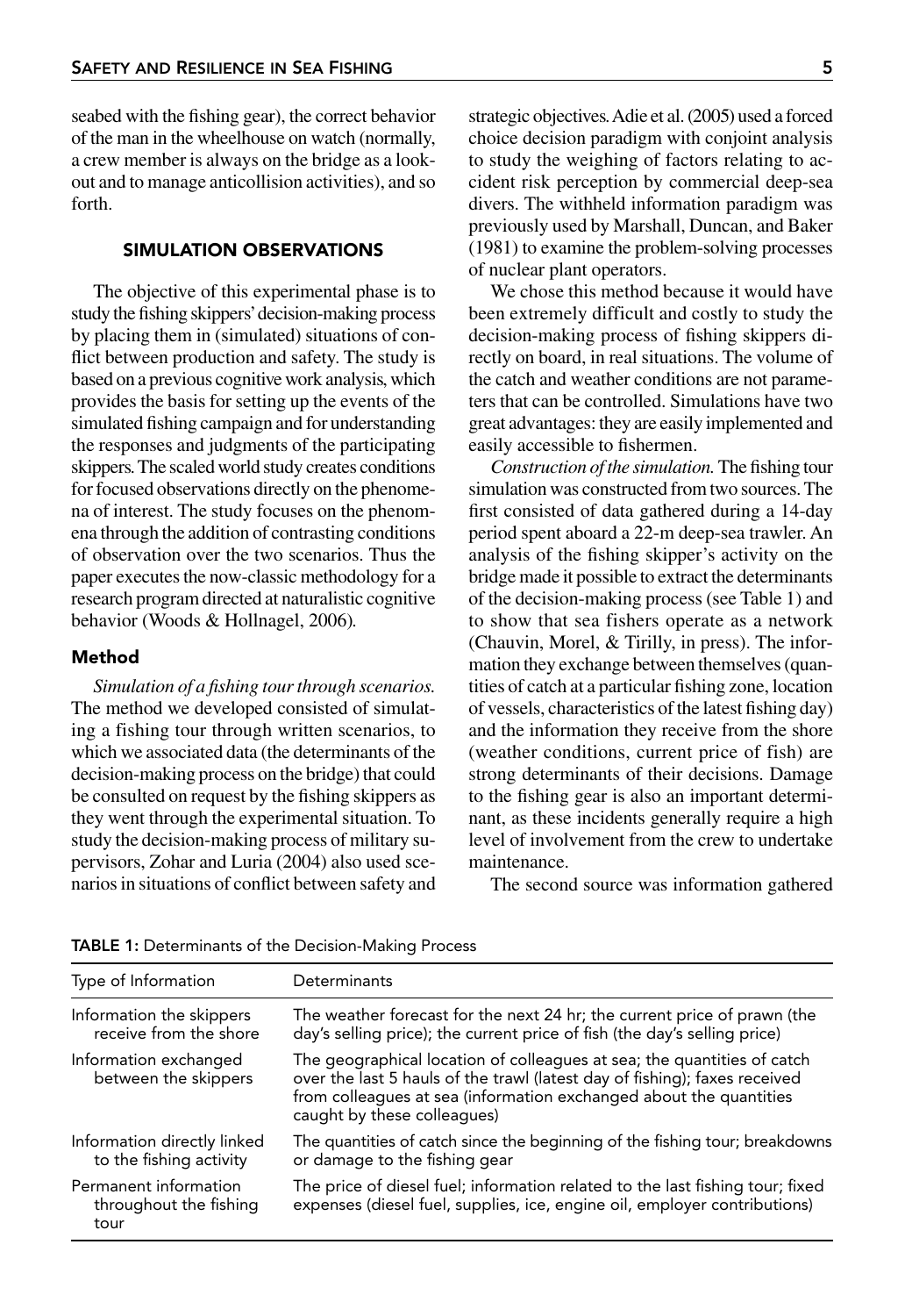seabed with the fishing gear), the correct behavior of the man in the wheelhouse on watch (normally, a crew member is always on the bridge as a lookout and to manage anticollision activities), and so forth.

## SIMULATION OBSERVATIONS

The objective of this experimental phase is to study the fishing skippers' decision-making process by placing them in (simulated) situations of conflict between production and safety. The study is based on a previous cognitive work analysis, which provides the basis for setting up the events of the simulated fishing campaign and for understanding the responses and judgments of the participating skippers. The scaled world study creates conditions for focused observations directly on the phenomena of interest. The study focuses on the phenomena through the addition of contrasting conditions of observation over the two scenarios. Thus the paper executes the now-classic methodology for a research program directed at naturalistic cognitive behavior (Woods & Hollnagel, 2006).

### Method

*Simulation of a fishing tour through scenarios.* The method we developed consisted of simulating a fishing tour through written scenarios, to which we associated data (the determinants of the decision-making process on the bridge) that could be consulted on request by the fishing skippers as they went through the experimental situation. To study the decision-making process of military supervisors, Zohar and Luria (2004) also used scenarios in situations of conflict between safety and strategic objectives. Adie et al. (2005) used a forced choice decision paradigm with conjoint analysis to study the weighing of factors relating to accident risk perception by commercial deep-sea divers. The withheld information paradigm was previously used by Marshall, Duncan, and Baker (1981) to examine the problem-solving processes of nuclear plant operators.

We chose this method because it would have been extremely difficult and costly to study the decision-making process of fishing skippers directly on board, in real situations. The volume of the catch and weather conditions are not parameters that can be controlled. Simulations have two great advantages: they are easily implemented and easily accessible to fishermen.

*Construction of the simulation.* The fishing tour simulation was constructed from two sources. The first consisted of data gathered during a 14-day period spent aboard a 22-m deep-sea trawler. An analysis of the fishing skipper's activity on the bridge made it possible to extract the determinants of the decision-making process (see Table 1) and to show that sea fishers operate as a network (Chauvin, Morel, & Tirilly, in press). The information they exchange between themselves (quantities of catch at a particular fishing zone, location of vessels, characteristics of the latest fishing day) and the information they receive from the shore (weather conditions, current price of fish) are strong determinants of their decisions. Damage to the fishing gear is also an important determinant, as these incidents generally require a high level of involvement from the crew to undertake maintenance.

The second source was information gathered

**TABLE 1:** Determinants of the Decision-Making Process

| Type of Information | Determinants |
|---|---|
| Information the skippers receive from the shore | The weather forecast for the next 24 hr; the current price of prawn (the day's selling price); the current price of fish (the day's selling price) |
| Information exchanged between the skippers | The geographical location of colleagues at sea; the quantities of catch over the last 5 hauls of the trawl (latest day of fishing); faxes received from colleagues at sea (information exchanged about the quantities caught by these colleagues) |
| Information directly linked to the fishing activity | The quantities of catch since the beginning of the fishing tour; breakdowns or damage to the fishing gear |
| Permanent information throughout the fishing tour | The price of diesel fuel; information related to the last fishing tour; fixed expenses (diesel fuel, supplies, ice, engine oil, employer contributions) |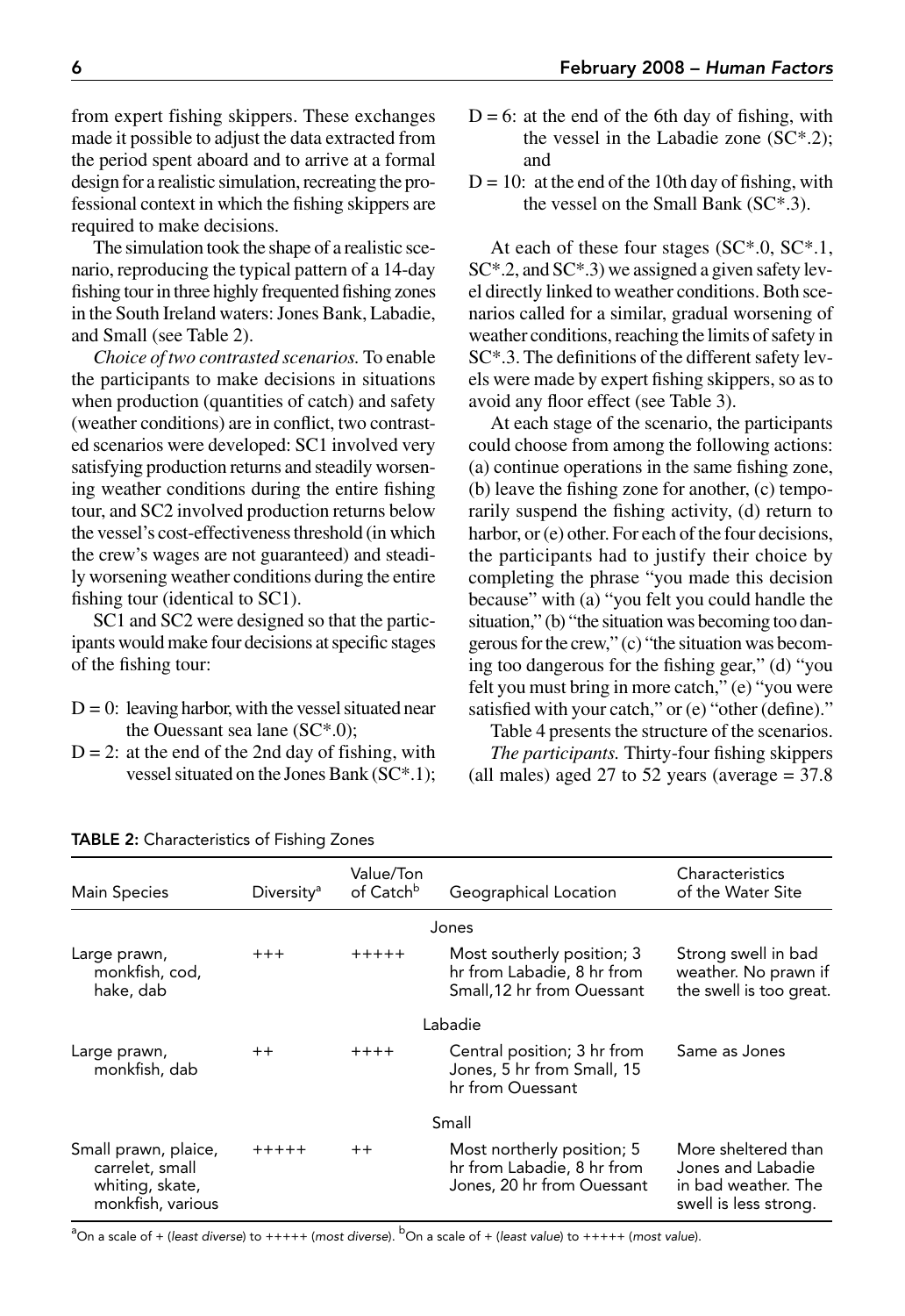from expert fishing skippers. These exchanges made it possible to adjust the data extracted from the period spent aboard and to arrive at a formal design for a realistic simulation, recreating the professional context in which the fishing skippers are required to make decisions.

The simulation took the shape of a realistic scenario, reproducing the typical pattern of a 14-day fishing tour in three highly frequented fishing zones in the South Ireland waters: Jones Bank, Labadie, and Small (see Table 2).

*Choice of two contrasted scenarios.* To enable the participants to make decisions in situations when production (quantities of catch) and safety (weather conditions) are in conflict, two contrasted scenarios were developed: SC1 involved very satisfying production returns and steadily worsening weather conditions during the entire fishing tour, and SC2 involved production returns below the vessel's cost-effectiveness threshold (in which the crew's wages are not guaranteed) and steadily worsening weather conditions during the entire fishing tour (identical to SC1).

SC1 and SC2 were designed so that the participants would make four decisions at specific stages of the fishing tour:

- D = 0: leaving harbor, with the vessel situated near the Ouessant sea lane (SC*.0);
- D = 2: at the end of the 2nd day of fishing, with vessel situated on the Jones Bank (SC*.1);
- D = 6: at the end of the 6th day of fishing, with the vessel in the Labadie zone (SC*.2); and
- D = 10: at the end of the 10th day of fishing, with the vessel on the Small Bank (SC*.3).

At each of these four stages (SC*.0, SC*.1, SC*.2, and SC*.3) we assigned a given safety level directly linked to weather conditions. Both scenarios called for a similar, gradual worsening of weather conditions, reaching the limits of safety in SC*.3. The definitions of the different safety levels were made by expert fishing skippers, so as to avoid any floor effect (see Table 3).

At each stage of the scenario, the participants could choose from among the following actions: (a) continue operations in the same fishing zone, (b) leave the fishing zone for another, (c) temporarily suspend the fishing activity, (d) return to harbor, or (e) other. For each of the four decisions, the participants had to justify their choice by completing the phrase "you made this decision because" with (a) "you felt you could handle the situation," (b) "the situation was becoming too dangerous for the crew," (c) "the situation was becoming too dangerous for the fishing gear," (d) "you felt you must bring in more catch," (e) "you were satisfied with your catch," or (e) "other (define)."

Table 4 presents the structure of the scenarios.

*The participants.* Thirty-four fishing skippers (all males) aged 27 to 52 years (average = 37.8

**TABLE 2:** Characteristics of Fishing Zones

| Main Species | Diversity[a] | Value/Ton of Catch[b] | Geographical Location | Characteristics of the Water Site |
|---|---|---|---|---|
| | | | Jones | |
| Large prawn, monkfish, cod, hake, dab | +++ | +++++ | Most southerly position; 3 hr from Labadie, 8 hr from Small, 12 hr from Ouessant | Strong swell in bad weather. No prawn if the swell is too great. |
| | | | Labadie | |
| Large prawn, monkfish, dab | ++ | ++++ | Central position; 3 hr from Jones, 5 hr from Small, 15 hr from Ouessant | Same as Jones |
| | | | Small | |
| Small prawn, plaice, carrelet, small whiting, skate, monkfish, various | +++++ | ++ | Most northerly position; 5 hr from Labadie, 8 hr from Jones, 20 hr from Ouessant | More sheltered than Jones and Labadie in bad weather. The swell is less strong. |

[a]On a scale of + (*least diverse*) to +++++ (*most diverse*). [b]On a scale of + (*least value*) to +++++ (*most value*).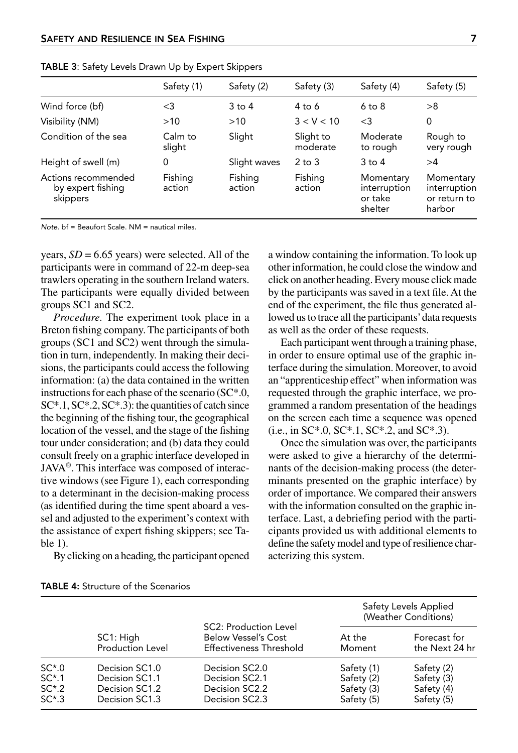**TABLE 3**: Safety Levels Drawn Up by Expert Skippers

| | Safety (1) | Safety (2) | Safety (3) | Safety (4) | Safety (5) |
|---|---|---|---|---|---|
| Wind force (bf) | <3 | 3 to 4 | 4 to 6 | 6 to 8 | >8 |
| Visibility (NM) | >10 | >10 | 3 < V < 10 | <3 | 0 |
| Condition of the sea | Calm to slight | Slight | Slight to moderate | Moderate to rough | Rough to very rough |
| Height of swell (m) | 0 | Slight waves | 2 to 3 | 3 to 4 | >4 |
| Actions recommended by expert fishing skippers | Fishing action | Fishing action | Fishing action | Momentary interruption or take shelter | Momentary interruption or return to harbor |

*Note.* bf = Beaufort Scale. NM = nautical miles.

years, $SD = 6.65$ years) were selected. All of the participants were in command of 22-m deep-sea trawlers operating in the southern Ireland waters. The participants were equally divided between groups SC1 and SC2.

*Procedure.* The experiment took place in a Breton fishing company. The participants of both groups (SC1 and SC2) went through the simulation in turn, independently. In making their decisions, the participants could access the following information: (a) the data contained in the written instructions for each phase of the scenario (SC*.0, SC*.1, SC*.2, SC*.3): the quantities of catch since the beginning of the fishing tour, the geographical location of the vessel, and the stage of the fishing tour under consideration; and (b) data they could consult freely on a graphic interface developed in JAVA®. This interface was composed of interactive windows (see Figure 1), each corresponding to a determinant in the decision-making process (as identified during the time spent aboard a vessel and adjusted to the experiment's context with the assistance of expert fishing skippers; see Table 1).

By clicking on a heading, the participant opened a window containing the information. To look up other information, he could close the window and click on another heading. Every mouse click made by the participants was saved in a text file. At the end of the experiment, the file thus generated allowed us to trace all the participants' data requests as well as the order of these requests.

Each participant went through a training phase, in order to ensure optimal use of the graphic interface during the simulation. Moreover, to avoid an "apprenticeship effect" when information was requested through the graphic interface, we programmed a random presentation of the headings on the screen each time a sequence was opened (i.e., in SC*.0, SC*.1, SC*.2, and SC*.3).

Once the simulation was over, the participants were asked to give a hierarchy of the determinants of the decision-making process (the determinants presented on the graphic interface) by order of importance. We compared their answers with the information consulted on the graphic interface. Last, a debriefing period with the participants provided us with additional elements to define the safety model and type of resilience characterizing this system.

**TABLE 4:** Structure of the Scenarios

| | SC1: High Production Level | SC2: Production Level Below Vessel's Cost Effectiveness Threshold | Safety Levels Applied (Weather Conditions) | |
|---|---|---|---|---|
| | | | At the Moment | Forecast for the Next 24 hr |
| SC*.0 | Decision SC1.0 | Decision SC2.0 | Safety (1) | Safety (2) |
| SC*.1 | Decision SC1.1 | Decision SC2.1 | Safety (2) | Safety (3) |
| SC*.2 | Decision SC1.2 | Decision SC2.2 | Safety (3) | Safety (4) |
| SC*.3 | Decision SC1.3 | Decision SC2.3 | Safety (5) | Safety (5) |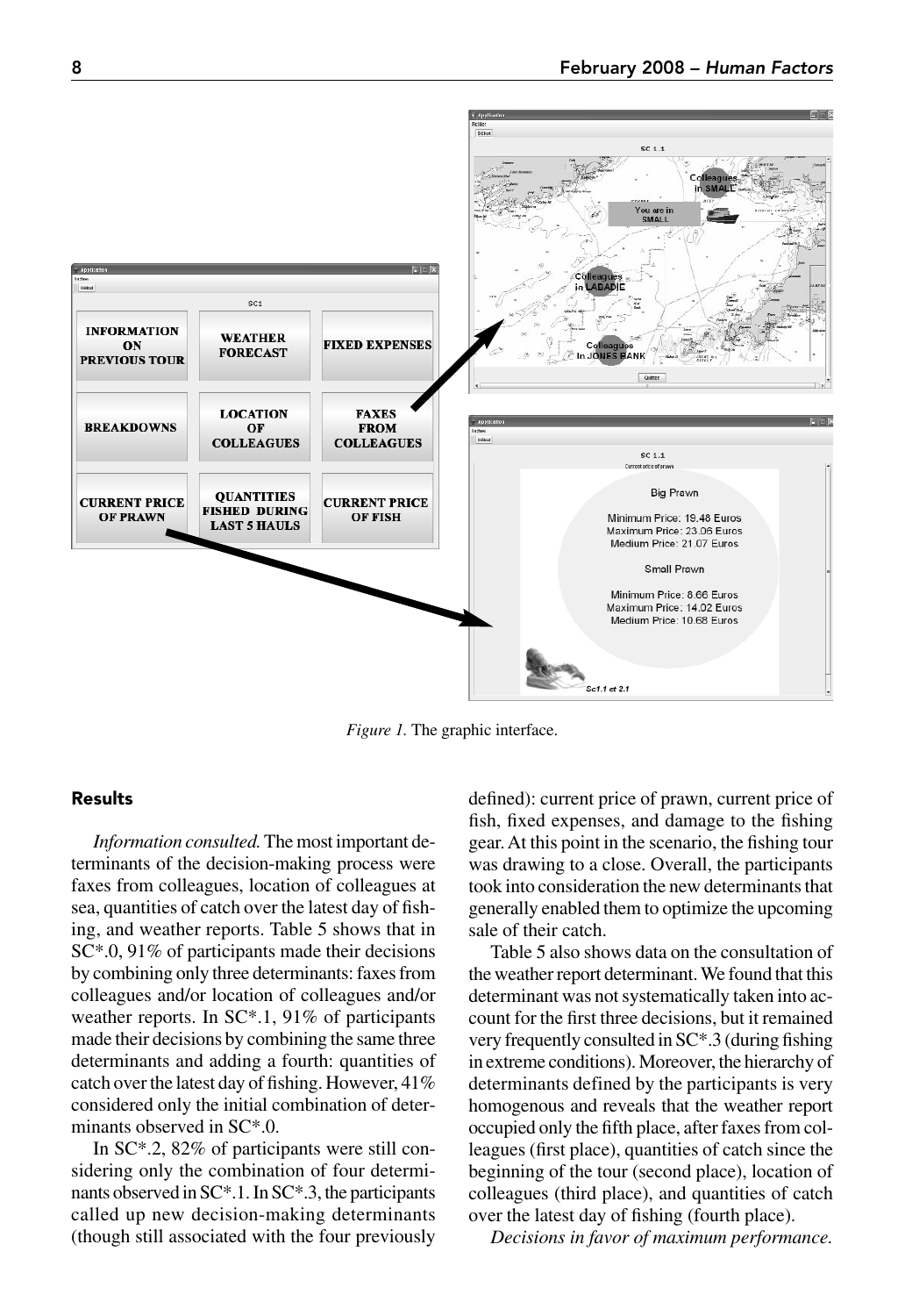Figure 1. The graphic interface.

## Results

*Information consulted.* The most important determinants of the decision-making process were faxes from colleagues, location of colleagues at sea, quantities of catch over the latest day of fishing, and weather reports. Table 5 shows that in SC*.0, 91% of participants made their decisions by combining only three determinants: faxes from colleagues and/or location of colleagues and/or weather reports. In SC*.1, 91% of participants made their decisions by combining the same three determinants and adding a fourth: quantities of catch over the latest day of fishing. However, 41% considered only the initial combination of determinants observed in SC*.0.

In SC*.2, 82% of participants were still considering only the combination of four determinants observed in SC*.1. In SC*.3, the participants called up new decision-making determinants (though still associated with the four previously defined): current price of prawn, current price of fish, fixed expenses, and damage to the fishing gear. At this point in the scenario, the fishing tour was drawing to a close. Overall, the participants took into consideration the new determinants that generally enabled them to optimize the upcoming sale of their catch.

Table 5 also shows data on the consultation of the weather report determinant. We found that this determinant was not systematically taken into account for the first three decisions, but it remained very frequently consulted in SC*.3 (during fishing in extreme conditions). Moreover, the hierarchy of determinants defined by the participants is very homogenous and reveals that the weather report occupied only the fifth place, after faxes from colleagues (first place), quantities of catch since the beginning of the tour (second place), location of colleagues (third place), and quantities of catch over the latest day of fishing (fourth place).

*Decisions in favor of maximum performance.*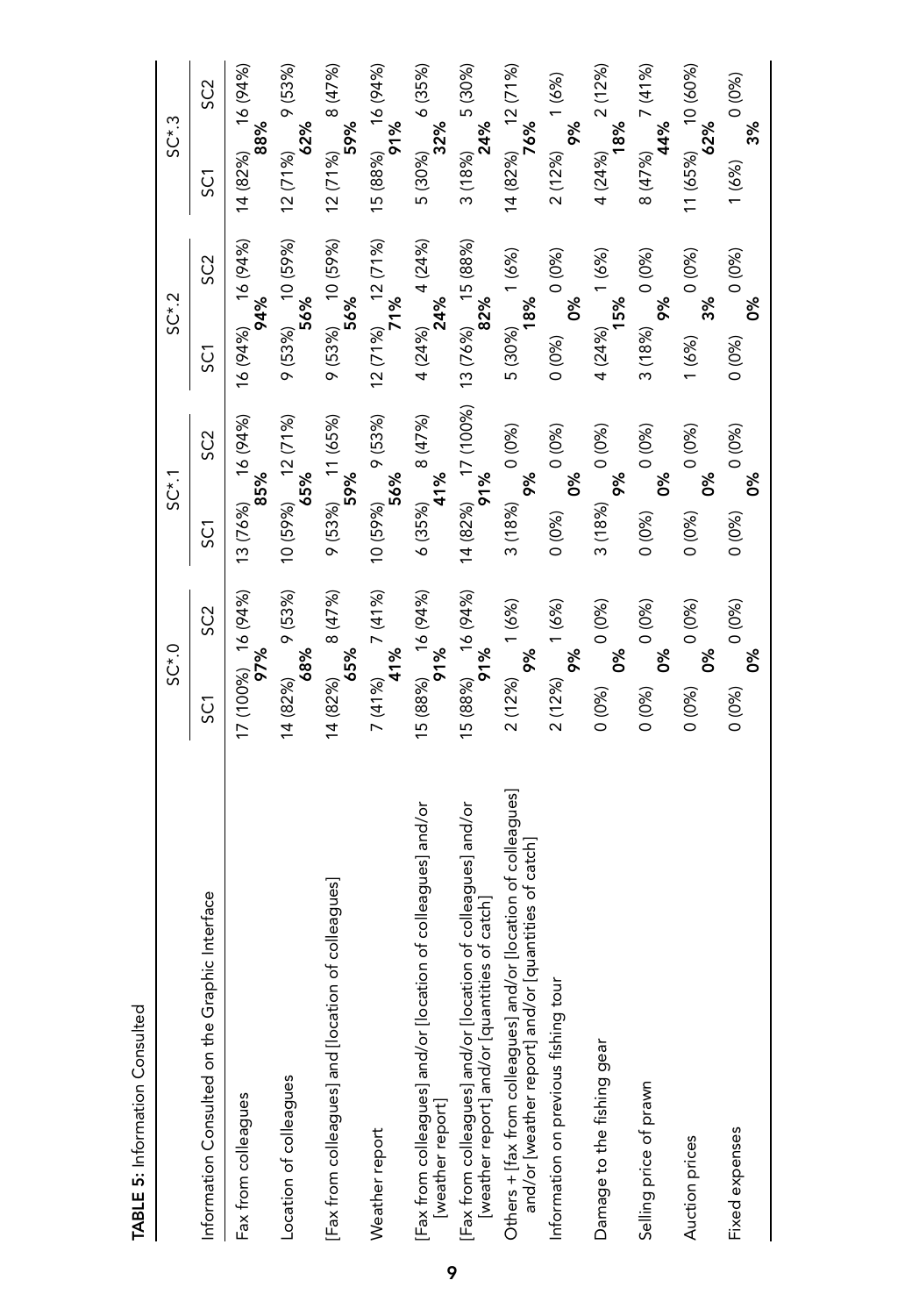**TABLE 5:** Information Consulted

| Information Consulted on the Graphic Interface | SC*.0 | | | SC*.1 | | | SC*.2 | | | SC*.3 | | |
|---|---|---|---|---|---|---|---|---|---|---|---|---|
| | SC1 | SC2 | | SC1 | SC2 | | SC1 | SC2 | | SC1 | SC2 | |
| Fax from colleagues | 17 (100%) | 16 (94%) | **97%** | 13 (76%) | 16 (94%) | **85%** | 16 (94%) | 16 (94%) | **94%** | 14 (82%) | 16 (94%) | **88%** |
| Location of colleagues | 14 (82%) | 9 (53%) | **68%** | 10 (59%) | 12 (71%) | **65%** | 9 (53%) | 10 (59%) | **56%** | 12 (71%) | 9 (53%) | **62%** |
| [Fax from colleagues] and [location of colleagues] | 14 (82%) | 8 (47%) | **65%** | 9 (53%) | 11 (65%) | **59%** | 9 (53%) | 10 (59%) | **56%** | 12 (71%) | 8 (47%) | **59%** |
| Weather report | 7 (41%) | 7 (41%) | **41%** | 10 (59%) | 9 (53%) | **56%** | 12 (71%) | 12 (71%) | **71%** | 15 (88%) | 16 (94%) | **91%** |
| [Fax from colleagues] and/or [location of colleagues] and/or [weather report] | 15 (88%) | 16 (94%) | **91%** | 6 (35%) | 8 (47%) | **41%** | 4 (24%) | 4 (24%) | **24%** | 5 (30%) | 6 (35%) | **32%** |
| [Fax from colleagues] and/or [location of colleagues] and/or [weather report] and/or [quantities of catch] | 15 (88%) | 16 (94%) | **91%** | 14 (82%) | 17 (100%) | **91%** | 13 (76%) | 15 (88%) | **82%** | 3 (18%) | 5 (30%) | **24%** |
| Others + [fax from colleagues] and/or [location of colleagues] and/or [weather report] and/or [quantities of catch] | 2 (12%) | 1 (6%) | **9%** | 3 (18%) | 0 (0%) | **9%** | 5 (30%) | 1 (6%) | **18%** | 14 (82%) | 12 (71%) | **76%** |
| Information on previous fishing tour | 2 (12%) | 1 (6%) | **9%** | 0 (0%) | 0 (0%) | **0%** | 0 (0%) | 0 (0%) | **0%** | 2 (12%) | 1 (6%) | **9%** |
| Damage to the fishing gear | 0 (0%) | 0 (0%) | **0%** | 3 (18%) | 0 (0%) | **9%** | 4 (24%) | 1 (6%) | **15%** | 4 (24%) | 2 (12%) | **18%** |
| Selling price of prawn | 0 (0%) | 0 (0%) | **0%** | 0 (0%) | 0 (0%) | **0%** | 3 (18%) | 0 (0%) | **9%** | 8 (47%) | 7 (41%) | **44%** |
| Auction prices | 0 (0%) | 0 (0%) | **0%** | 0 (0%) | 0 (0%) | **0%** | 1 (6%) | 0 (0%) | **3%** | 11 (65%) | 10 (60%) | **62%** |
| Fixed expenses | 0 (0%) | 0 (0%) | **0%** | 0 (0%) | 0 (0%) | **0%** | 0 (0%) | 0 (0%) | **0%** | 1 (6%) | 0 (0%) | **3%** |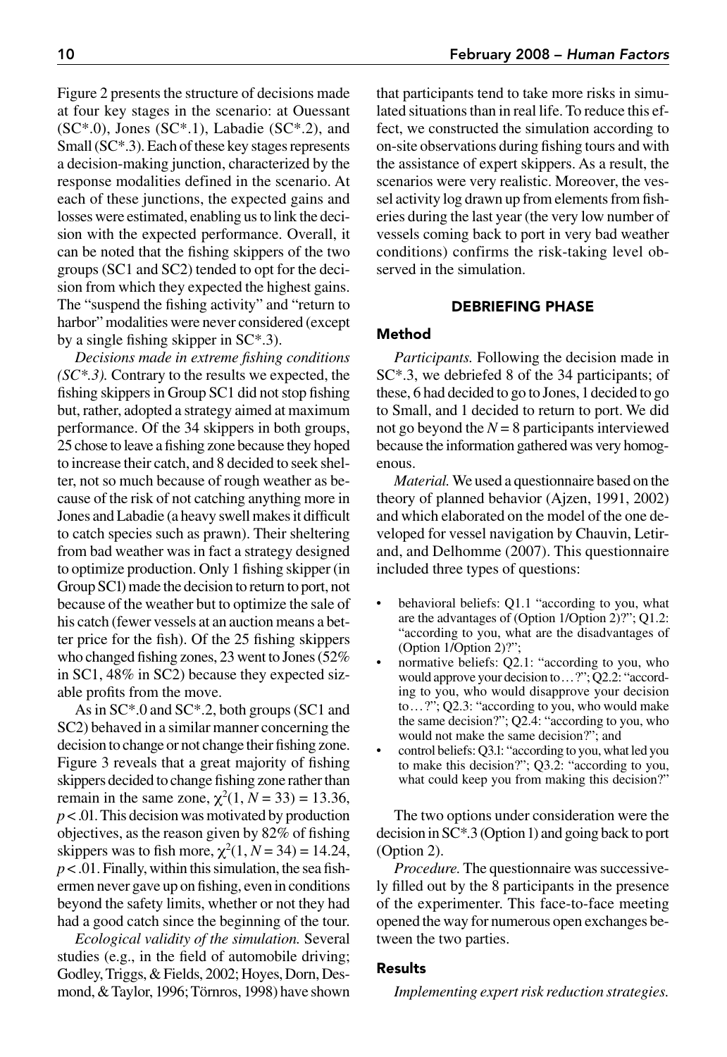Figure 2 presents the structure of decisions made at four key stages in the scenario: at Ouessant (SC*.0), Jones (SC*.1), Labadie (SC*.2), and Small (SC*.3). Each of these key stages represents a decision-making junction, characterized by the response modalities defined in the scenario. At each of these junctions, the expected gains and losses were estimated, enabling us to link the decision with the expected performance. Overall, it can be noted that the fishing skippers of the two groups (SC1 and SC2) tended to opt for the decision from which they expected the highest gains. The "suspend the fishing activity" and "return to harbor" modalities were never considered (except by a single fishing skipper in SC*.3).

*Decisions made in extreme fishing conditions (SC*.3).* Contrary to the results we expected, the fishing skippers in Group SC1 did not stop fishing but, rather, adopted a strategy aimed at maximum performance. Of the 34 skippers in both groups, 25 chose to leave a fishing zone because they hoped to increase their catch, and 8 decided to seek shelter, not so much because of rough weather as because of the risk of not catching anything more in Jones and Labadie (a heavy swell makes it difficult to catch species such as prawn). Their sheltering from bad weather was in fact a strategy designed to optimize production. Only 1 fishing skipper (in Group SC1) made the decision to return to port, not because of the weather but to optimize the sale of his catch (fewer vessels at an auction means a better price for the fish). Of the 25 fishing skippers who changed fishing zones, 23 went to Jones (52% in SC1, 48% in SC2) because they expected sizable profits from the move.

As in SC*.0 and SC*.2, both groups (SC1 and SC2) behaved in a similar manner concerning the decision to change or not change their fishing zone. Figure 3 reveals that a great majority of fishing skippers decided to change fishing zone rather than remain in the same zone, $\chi^2(1, N = 33) = 13.36$, $p < .01$. This decision was motivated by production objectives, as the reason given by 82% of fishing skippers was to fish more, $\chi^2(1, N = 34) = 14.24$, $p < .01$. Finally, within this simulation, the sea fishermen never gave up on fishing, even in conditions beyond the safety limits, whether or not they had had a good catch since the beginning of the tour.

*Ecological validity of the simulation.* Several studies (e.g., in the field of automobile driving; Godley, Triggs, & Fields, 2002; Hoyes, Dorn, Desmond, & Taylor, 1996; Törnros, 1998) have shown that participants tend to take more risks in simulated situations than in real life. To reduce this effect, we constructed the simulation according to on-site observations during fishing tours and with the assistance of expert skippers. As a result, the scenarios were very realistic. Moreover, the vessel activity log drawn up from elements from fisheries during the last year (the very low number of vessels coming back to port in very bad weather conditions) confirms the risk-taking level observed in the simulation.

## DEBRIEFING PHASE

### Method

*Participants.* Following the decision made in SC*.3, we debriefed 8 of the 34 participants; of these, 6 had decided to go to Jones, 1 decided to go to Small, and 1 decided to return to port. We did not go beyond the $N = 8$ participants interviewed because the information gathered was very homogenous.

*Material.* We used a questionnaire based on the theory of planned behavior (Ajzen, 1991, 2002) and which elaborated on the model of the one developed for vessel navigation by Chauvin, Letirand, and Delhomme (2007). This questionnaire included three types of questions:

- behavioral beliefs: Q1.1 "according to you, what are the advantages of (Option 1/Option 2)?"; Q1.2: "according to you, what are the disadvantages of (Option 1/Option 2)?";
- normative beliefs: Q2.1: "according to you, who would approve your decision to…?"; Q2.2: "according to you, who would disapprove your decision to…?"; Q2.3: "according to you, who would make the same decision?"; Q2.4: "according to you, who would not make the same decision?"; and
- control beliefs: Q3.1: "according to you, what led you to make this decision?"; Q3.2: "according to you, what could keep you from making this decision?"

The two options under consideration were the decision in SC*.3 (Option 1) and going back to port (Option 2).

*Procedure.* The questionnaire was successively filled out by the 8 participants in the presence of the experimenter. This face-to-face meeting opened the way for numerous open exchanges between the two parties.

### Results

*Implementing expert risk reduction strategies.*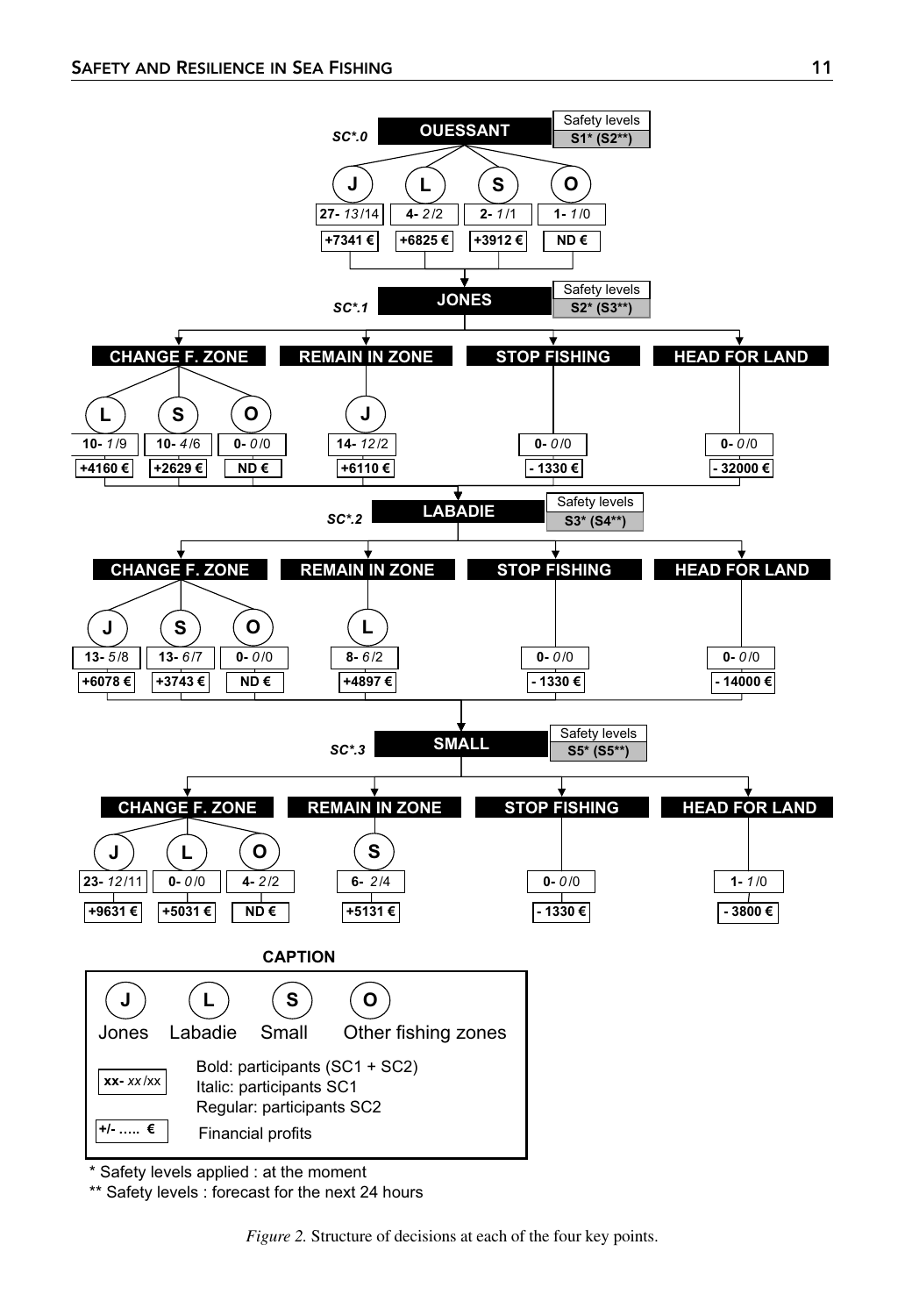**SC*.0 — OUESSANT** (Safety levels: **S1* (S2**)**)

| Decision | Zone | Participants | Financial profits |
|---|---|---|---|
| | J | **27-** *13*/14 | **+7341 €** |
| | L | **4-** *2*/2 | **+6825 €** |
| | S | **2-** *1*/1 | **+3912 €** |
| | O | **1-** *1*/0 | **ND €** |

**SC*.1 — JONES** (Safety levels: **S2* (S3**)**)

| Decision | Zone | Participants | Financial profits |
|---|---|---|---|
| CHANGE F. ZONE | L | **10-** *1*/9 | **+4160 €** |
| CHANGE F. ZONE | S | **10-** *4*/6 | **+2629 €** |
| CHANGE F. ZONE | O | **0-** *0*/0 | **ND €** |
| REMAIN IN ZONE | J | **14-** *12*/2 | **+6110 €** |
| STOP FISHING | | **0-** *0*/0 | **- 1330 €** |
| HEAD FOR LAND | | **0-** *0*/0 | **- 32000 €** |

**SC*.2 — LABADIE** (Safety levels: **S3* (S4**)**)

| Decision | Zone | Participants | Financial profits |
|---|---|---|---|
| CHANGE F. ZONE | J | **13-** *5*/8 | **+6078 €** |
| CHANGE F. ZONE | S | **13-** *6*/7 | **+3743 €** |
| CHANGE F. ZONE | O | **0-** *0*/0 | **ND €** |
| REMAIN IN ZONE | L | **8-** *6*/2 | **+4897 €** |
| STOP FISHING | | **0-** *0*/0 | **- 1330 €** |
| HEAD FOR LAND | | **0-** *0*/0 | **- 14000 €** |

**SC*.3 — SMALL** (Safety levels: **S5* (S5**)**)

| Decision | Zone | Participants | Financial profits |
|---|---|---|---|
| CHANGE F. ZONE | J | **23-** *12*/11 | **+9631 €** |
| CHANGE F. ZONE | L | **0-** *0*/0 | **+5031 €** |
| CHANGE F. ZONE | O | **4-** *2*/2 | **ND €** |
| REMAIN IN ZONE | S | **6-** *2*/4 | **+5131 €** |
| STOP FISHING | | **0-** *0*/0 | **- 1330 €** |
| HEAD FOR LAND | | **1-** *1*/0 | **- 3800 €** |

**CAPTION**

J: Jones  L: Labadie  S: Small  O: Other fishing zones

**xx-** *xx*/xx — Bold: participants (SC1 + SC2); Italic: participants SC1; Regular: participants SC2

+/- ..... € — Financial profits

\* Safety levels applied : at the moment

\*\* Safety levels : forecast for the next 24 hours

*Figure 2.* Structure of decisions at each of the four key points.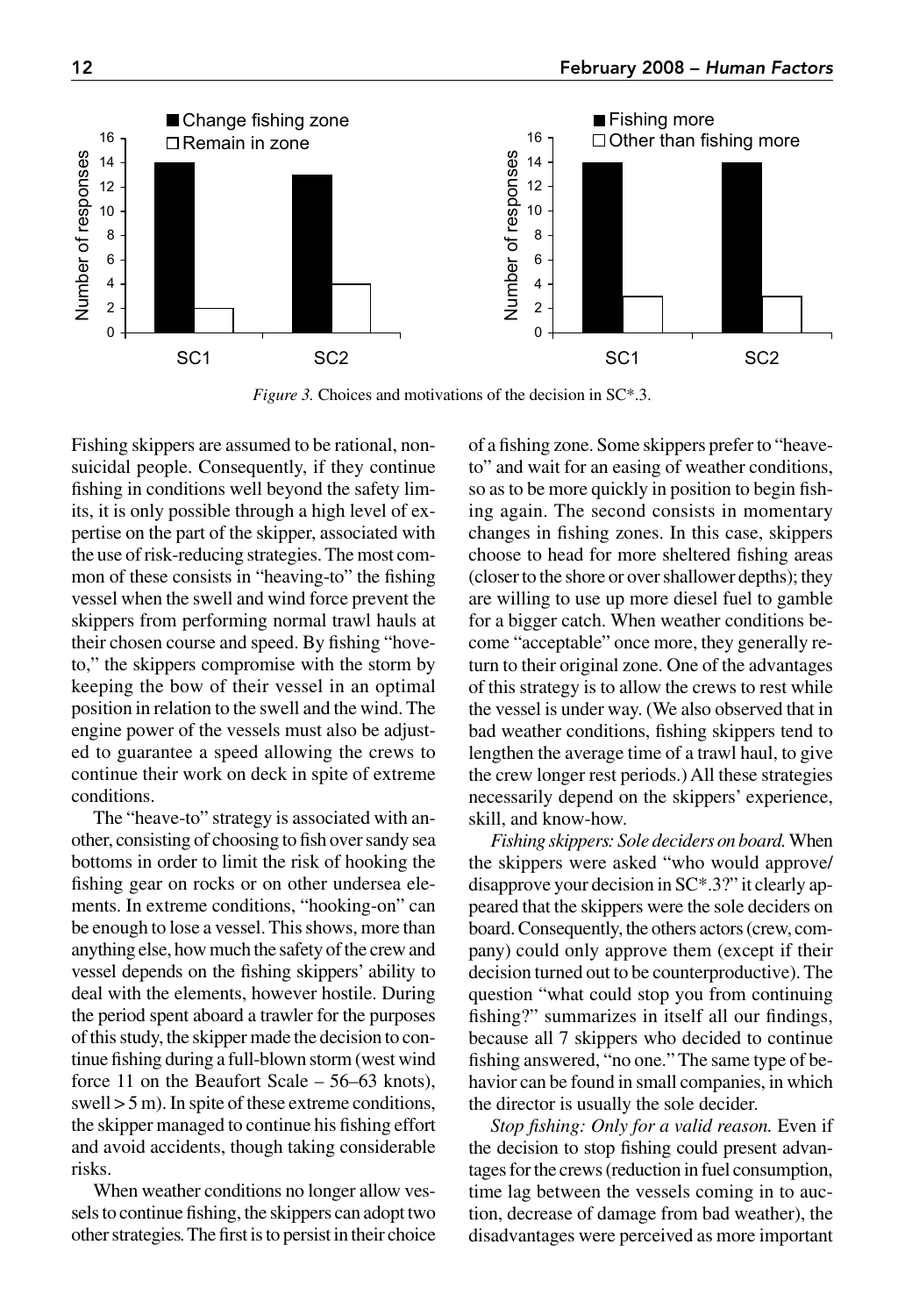*Figure 3.* Choices and motivations of the decision in SC*.3.

Fishing skippers are assumed to be rational, nonsuicidal people. Consequently, if they continue fishing in conditions well beyond the safety limits, it is only possible through a high level of expertise on the part of the skipper, associated with the use of risk-reducing strategies. The most common of these consists in "heaving-to" the fishing vessel when the swell and wind force prevent the skippers from performing normal trawl hauls at their chosen course and speed. By fishing "hove-to," the skippers compromise with the storm by keeping the bow of their vessel in an optimal position in relation to the swell and the wind. The engine power of the vessels must also be adjusted to guarantee a speed allowing the crews to continue their work on deck in spite of extreme conditions.

The "heave-to" strategy is associated with another, consisting of choosing to fish over sandy sea bottoms in order to limit the risk of hooking the fishing gear on rocks or on other undersea elements. In extreme conditions, "hooking-on" can be enough to lose a vessel. This shows, more than anything else, how much the safety of the crew and vessel depends on the fishing skippers' ability to deal with the elements, however hostile. During the period spent aboard a trawler for the purposes of this study, the skipper made the decision to continue fishing during a full-blown storm (west wind force 11 on the Beaufort Scale – 56–63 knots), swell > 5 m). In spite of these extreme conditions, the skipper managed to continue his fishing effort and avoid accidents, though taking considerable risks.

When weather conditions no longer allow vessels to continue fishing, the skippers can adopt two other strategies. The first is to persist in their choice of a fishing zone. Some skippers prefer to "heave-to" and wait for an easing of weather conditions, so as to be more quickly in position to begin fishing again. The second consists in momentary changes in fishing zones. In this case, skippers choose to head for more sheltered fishing areas (closer to the shore or over shallower depths); they are willing to use up more diesel fuel to gamble for a bigger catch. When weather conditions become "acceptable" once more, they generally return to their original zone. One of the advantages of this strategy is to allow the crews to rest while the vessel is under way. (We also observed that in bad weather conditions, fishing skippers tend to lengthen the average time of a trawl haul, to give the crew longer rest periods.) All these strategies necessarily depend on the skippers' experience, skill, and know-how.

*Fishing skippers: Sole deciders on board.* When the skippers were asked "who would approve/disapprove your decision in SC*.3?" it clearly appeared that the skippers were the sole deciders on board. Consequently, the others actors (crew, company) could only approve them (except if their decision turned out to be counterproductive). The question "what could stop you from continuing fishing?" summarizes in itself all our findings, because all 7 skippers who decided to continue fishing answered, "no one." The same type of behavior can be found in small companies, in which the director is usually the sole decider.

*Stop fishing: Only for a valid reason.* Even if the decision to stop fishing could present advantages for the crews (reduction in fuel consumption, time lag between the vessels coming in to auction, decrease of damage from bad weather), the disadvantages were perceived as more important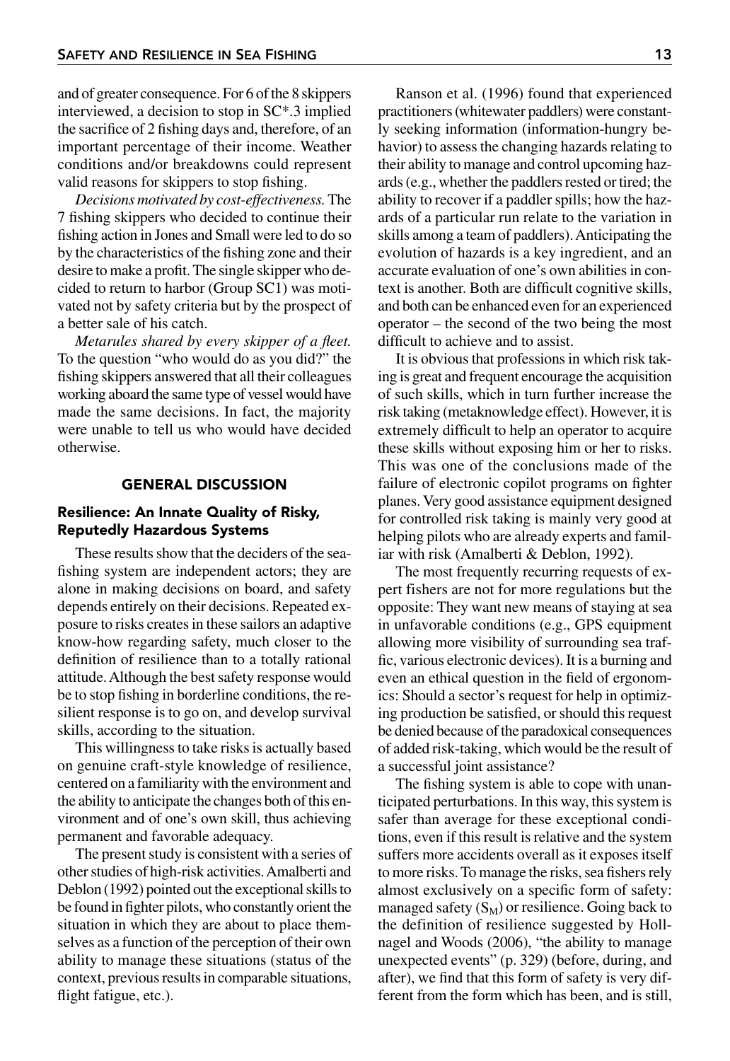and of greater consequence. For 6 of the 8 skippers interviewed, a decision to stop in SC*.3 implied the sacrifice of 2 fishing days and, therefore, of an important percentage of their income. Weather conditions and/or breakdowns could represent valid reasons for skippers to stop fishing.

*Decisions motivated by cost-effectiveness.* The 7 fishing skippers who decided to continue their fishing action in Jones and Small were led to do so by the characteristics of the fishing zone and their desire to make a profit. The single skipper who decided to return to harbor (Group SC1) was motivated not by safety criteria but by the prospect of a better sale of his catch.

*Metarules shared by every skipper of a fleet.* To the question "who would do as you did?" the fishing skippers answered that all their colleagues working aboard the same type of vessel would have made the same decisions. In fact, the majority were unable to tell us who would have decided otherwise.

## GENERAL DISCUSSION

### Resilience: An Innate Quality of Risky, Reputedly Hazardous Systems

These results show that the deciders of the sea-fishing system are independent actors; they are alone in making decisions on board, and safety depends entirely on their decisions. Repeated exposure to risks creates in these sailors an adaptive know-how regarding safety, much closer to the definition of resilience than to a totally rational attitude. Although the best safety response would be to stop fishing in borderline conditions, the resilient response is to go on, and develop survival skills, according to the situation.

This willingness to take risks is actually based on genuine craft-style knowledge of resilience, centered on a familiarity with the environment and the ability to anticipate the changes both of this environment and of one's own skill, thus achieving permanent and favorable adequacy.

The present study is consistent with a series of other studies of high-risk activities. Amalberti and Deblon (1992) pointed out the exceptional skills to be found in fighter pilots, who constantly orient the situation in which they are about to place themselves as a function of the perception of their own ability to manage these situations (status of the context, previous results in comparable situations, flight fatigue, etc.).

Ranson et al. (1996) found that experienced practitioners (whitewater paddlers) were constantly seeking information (information-hungry behavior) to assess the changing hazards relating to their ability to manage and control upcoming hazards (e.g., whether the paddlers rested or tired; the ability to recover if a paddler spills; how the hazards of a particular run relate to the variation in skills among a team of paddlers). Anticipating the evolution of hazards is a key ingredient, and an accurate evaluation of one's own abilities in context is another. Both are difficult cognitive skills, and both can be enhanced even for an experienced operator – the second of the two being the most difficult to achieve and to assist.

It is obvious that professions in which risk taking is great and frequent encourage the acquisition of such skills, which in turn further increase the risk taking (metaknowledge effect). However, it is extremely difficult to help an operator to acquire these skills without exposing him or her to risks. This was one of the conclusions made of the failure of electronic copilot programs on fighter planes. Very good assistance equipment designed for controlled risk taking is mainly very good at helping pilots who are already experts and familiar with risk (Amalberti & Deblon, 1992).

The most frequently recurring requests of expert fishers are not for more regulations but the opposite: They want new means of staying at sea in unfavorable conditions (e.g., GPS equipment allowing more visibility of surrounding sea traffic, various electronic devices). It is a burning and even an ethical question in the field of ergonomics: Should a sector's request for help in optimizing production be satisfied, or should this request be denied because of the paradoxical consequences of added risk-taking, which would be the result of a successful joint assistance?

The fishing system is able to cope with unanticipated perturbations. In this way, this system is safer than average for these exceptional conditions, even if this result is relative and the system suffers more accidents overall as it exposes itself to more risks. To manage the risks, sea fishers rely almost exclusively on a specific form of safety: managed safety ($S_M$) or resilience. Going back to the definition of resilience suggested by Hollnagel and Woods (2006), "the ability to manage unexpected events" (p. 329) (before, during, and after), we find that this form of safety is very different from the form which has been, and is still,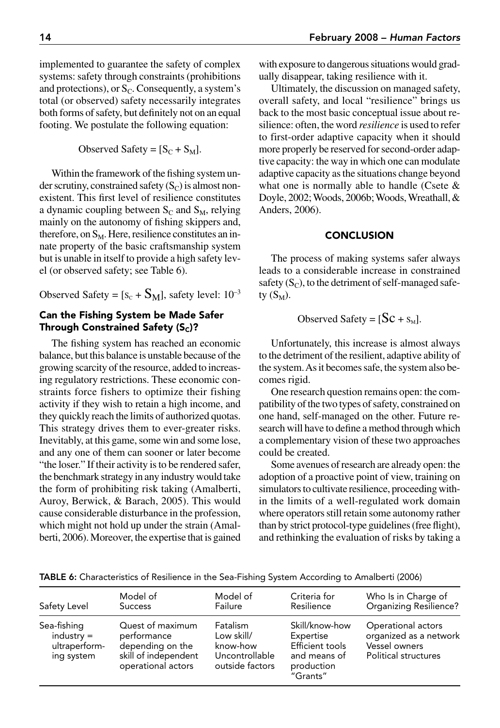implemented to guarantee the safety of complex systems: safety through constraints (prohibitions and protections), or $S_C$. Consequently, a system's total (or observed) safety necessarily integrates both forms of safety, but definitely not on an equal footing. We postulate the following equation:

$$\text{Observed Safety} = [S_C + S_M].$$

Within the framework of the fishing system under scrutiny, constrained safety ($S_C$) is almost nonexistent. This first level of resilience constitutes a dynamic coupling between $S_C$ and $S_M$, relying mainly on the autonomy of fishing skippers and, therefore, on $S_M$. Here, resilience constitutes an innate property of the basic craftsmanship system but is unable in itself to provide a high safety level (or observed safety; see Table 6).

$$\text{Observed Safety} = [s_c + \mathrm{S_M}], \text{ safety level: } 10^{-3}$$

### Can the Fishing System be Made Safer Through Constrained Safety ($S_C$)?

The fishing system has reached an economic balance, but this balance is unstable because of the growing scarcity of the resource, added to increasing regulatory restrictions. These economic constraints force fishers to optimize their fishing activity if they wish to retain a high income, and they quickly reach the limits of authorized quotas. This strategy drives them to ever-greater risks. Inevitably, at this game, some win and some lose, and any one of them can sooner or later become "the loser." If their activity is to be rendered safer, the benchmark strategy in any industry would take the form of prohibiting risk taking (Amalberti, Auroy, Berwick, & Barach, 2005). This would cause considerable disturbance in the profession, which might not hold up under the strain (Amalberti, 2006). Moreover, the expertise that is gained with exposure to dangerous situations would gradually disappear, taking resilience with it.

Ultimately, the discussion on managed safety, overall safety, and local "resilience" brings us back to the most basic conceptual issue about resilience: often, the word *resilience* is used to refer to first-order adaptive capacity when it should more properly be reserved for second-order adaptive capacity: the way in which one can modulate adaptive capacity as the situations change beyond what one is normally able to handle (Csete & Doyle, 2002; Woods, 2006b; Woods, Wreathall, & Anders, 2006).

## CONCLUSION

The process of making systems safer always leads to a considerable increase in constrained safety ($S_C$), to the detriment of self-managed safety ($S_M$).

$$\text{Observed Safety} = [\mathrm{Sc} + s_M].$$

Unfortunately, this increase is almost always to the detriment of the resilient, adaptive ability of the system. As it becomes safe, the system also becomes rigid.

One research question remains open: the compatibility of the two types of safety, constrained on one hand, self-managed on the other. Future research will have to define a method through which a complementary vision of these two approaches could be created.

Some avenues of research are already open: the adoption of a proactive point of view, training on simulators to cultivate resilience, proceeding within the limits of a well-regulated work domain where operators still retain some autonomy rather than by strict protocol-type guidelines (free flight), and rethinking the evaluation of risks by taking a

**TABLE 6:** Characteristics of Resilience in the Sea-Fishing System According to Amalberti (2006)

| Safety Level | Model of Success | Model of Failure | Criteria for Resilience | Who Is in Charge of Organizing Resilience? |
|---|---|---|---|---|
| Sea-fishing industry = ultraperforming system | Quest of maximum performance depending on the skill of independent operational actors | Fatalism<br>Low skill/know-how<br>Uncontrollable outside factors | Skill/know-how<br>Expertise<br>Efficient tools and means of production<br>"Grants" | Operational actors organized as a network<br>Vessel owners<br>Political structures |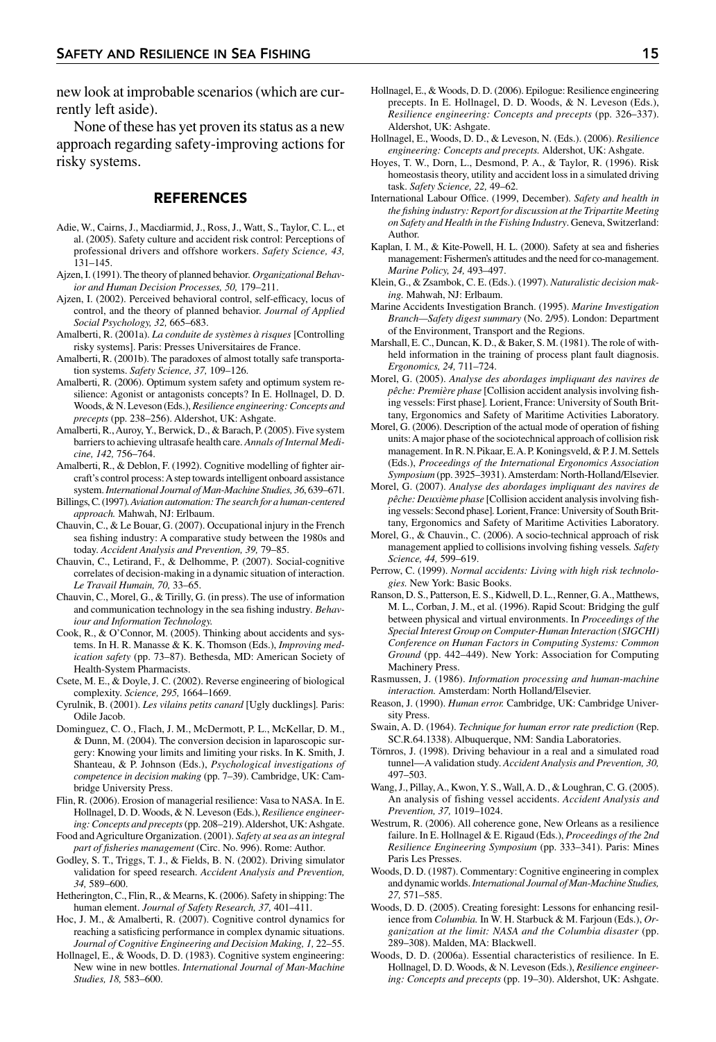new look at improbable scenarios (which are currently left aside).

None of these has yet proven its status as a new approach regarding safety-improving actions for risky systems.

## REFERENCES

Adie, W., Cairns, J., Macdiarmid, J., Ross, J., Watt, S., Taylor, C. L., et al. (2005). Safety culture and accident risk control: Perceptions of professional drivers and offshore workers. *Safety Science, 43,* 131–145.

Ajzen, I. (1991). The theory of planned behavior. *Organizational Behavior and Human Decision Processes, 50,* 179–211.

Ajzen, I. (2002). Perceived behavioral control, self-efficacy, locus of control, and the theory of planned behavior. *Journal of Applied Social Psychology, 32,* 665–683.

Amalberti, R. (2001a). *La conduite de systèmes à risques* [Controlling risky systems]. Paris: Presses Universitaires de France.

Amalberti, R. (2001b). The paradoxes of almost totally safe transportation systems. *Safety Science, 37,* 109–126.

Amalberti, R. (2006). Optimum system safety and optimum system resilience: Agonist or antagonists concepts? In E. Hollnagel, D. D. Woods, & N. Leveson (Eds.), *Resilience engineering: Concepts and precepts* (pp. 238–256). Aldershot, UK: Ashgate.

Amalberti, R., Auroy, Y., Berwick, D., & Barach, P. (2005). Five system barriers to achieving ultrasafe health care. *Annals of Internal Medicine, 142,* 756–764.

Amalberti, R., & Deblon, F. (1992). Cognitive modelling of fighter aircraft's control process: A step towards intelligent onboard assistance system. *International Journal of Man-Machine Studies, 36,* 639–671.

Billings, C. (1997). *Aviation automation: The search for a human-centered approach.* Mahwah, NJ: Erlbaum.

Chauvin, C., & Le Bouar, G. (2007). Occupational injury in the French sea fishing industry: A comparative study between the 1980s and today. *Accident Analysis and Prevention, 39,* 79–85.

Chauvin, C., Letirand, F., & Delhomme, P. (2007). Social-cognitive correlates of decision-making in a dynamic situation of interaction. *Le Travail Humain, 70,* 33–65.

Chauvin, C., Morel, G., & Tirilly, G. (in press). The use of information and communication technology in the sea fishing industry. *Behaviour and Information Technology.*

Cook, R., & O'Connor, M. (2005). Thinking about accidents and systems. In H. R. Manasse & K. K. Thomson (Eds.), *Improving medication safety* (pp. 73–87). Bethesda, MD: American Society of Health-System Pharmacists.

Csete, M. E., & Doyle, J. C. (2002). Reverse engineering of biological complexity. *Science, 295,* 1664–1669.

Cyrulnik, B. (2001). *Les vilains petits canard* [Ugly ducklings]. Paris: Odile Jacob.

Dominguez, C. O., Flach, J. M., McDermott, P. L., McKellar, D. M., & Dunn, M. (2004). The conversion decision in laparoscopic surgery: Knowing your limits and limiting your risks. In K. Smith, J. Shanteau, & P. Johnson (Eds.), *Psychological investigations of competence in decision making* (pp. 7–39). Cambridge, UK: Cambridge University Press.

Flin, R. (2006). Erosion of managerial resilience: Vasa to NASA. In E. Hollnagel, D. D. Woods, & N. Leveson (Eds.), *Resilience engineering: Concepts and precepts* (pp. 208–219). Aldershot, UK: Ashgate.

Food and Agriculture Organization. (2001). *Safety at sea as an integral part of fisheries management* (Circ. No. 996). Rome: Author.

Godley, S. T., Triggs, T. J., & Fields, B. N. (2002). Driving simulator validation for speed research. *Accident Analysis and Prevention, 34,* 589–600.

Hetherington, C., Flin, R., & Mearns, K. (2006). Safety in shipping: The human element. *Journal of Safety Research, 37,* 401–411.

Hoc, J. M., & Amalberti, R. (2007). Cognitive control dynamics for reaching a satisficing performance in complex dynamic situations. *Journal of Cognitive Engineering and Decision Making, 1,* 22–55.

Hollnagel, E., & Woods, D. D. (1983). Cognitive system engineering: New wine in new bottles. *International Journal of Man-Machine Studies, 18,* 583–600.

Hollnagel, E., & Woods, D. D. (2006). Epilogue: Resilience engineering precepts. In E. Hollnagel, D. D. Woods, & N. Leveson (Eds.), *Resilience engineering: Concepts and precepts* (pp. 326–337). Aldershot, UK: Ashgate.

Hollnagel, E., Woods, D. D., & Leveson, N. (Eds.). (2006). *Resilience engineering: Concepts and precepts.* Aldershot, UK: Ashgate.

Hoyes, T. W., Dorn, L., Desmond, P. A., & Taylor, R. (1996). Risk homeostasis theory, utility and accident loss in a simulated driving task. *Safety Science, 22,* 49–62.

International Labour Office. (1999, December). *Safety and health in the fishing industry: Report for discussion at the Tripartite Meeting on Safety and Health in the Fishing Industry*. Geneva, Switzerland: Author.

Kaplan, I. M., & Kite-Powell, H. L. (2000). Safety at sea and fisheries management: Fishermen's attitudes and the need for co-management. *Marine Policy, 24,* 493–497.

Klein, G., & Zsambok, C. E. (Eds.). (1997). *Naturalistic decision making.* Mahwah, NJ: Erlbaum.

Marine Accidents Investigation Branch. (1995). *Marine Investigation Branch—Safety digest summary* (No. 2/95). London: Department of the Environment, Transport and the Regions.

Marshall, E. C., Duncan, K. D., & Baker, S. M. (1981). The role of withheld information in the training of process plant fault diagnosis. *Ergonomics, 24,* 711–724.

Morel, G. (2005). *Analyse des abordages impliquant des navires de pêche: Première phase* [Collision accident analysis involving fishing vessels: First phase]. Lorient, France: University of South Brittany, Ergonomics and Safety of Maritime Activities Laboratory.

Morel, G. (2006). Description of the actual mode of operation of fishing units: A major phase of the sociotechnical approach of collision risk management. In R. N. Pikaar, E. A. P. Koningsveld, & P. J. M. Settels (Eds.), *Proceedings of the International Ergonomics Association Symposium* (pp. 3925–3931). Amsterdam: North-Holland/Elsevier.

Morel, G. (2007). *Analyse des abordages impliquant des navires de pêche: Deuxième phase* [Collision accident analysis involving fishing vessels: Second phase]. Lorient, France: University of South Brittany, Ergonomics and Safety of Maritime Activities Laboratory.

Morel, G., & Chauvin., C. (2006). A socio-technical approach of risk management applied to collisions involving fishing vessels. *Safety Science, 44,* 599–619.

Perrow, C. (1999). *Normal accidents: Living with high risk technologies.* New York: Basic Books.

Ranson, D. S., Patterson, E. S., Kidwell, D. L., Renner, G. A., Matthews, M. L., Corban, J. M., et al. (1996). Rapid Scout: Bridging the gulf between physical and virtual environments. In *Proceedings of the Special Interest Group on Computer-Human Interaction (SIGCHI) Conference on Human Factors in Computing Systems: Common Ground* (pp. 442–449). New York: Association for Computing Machinery Press.

Rasmussen, J. (1986). *Information processing and human-machine interaction.* Amsterdam: North Holland/Elsevier.

Reason, J. (1990). *Human error.* Cambridge, UK: Cambridge University Press.

Swain, A. D. (1964). *Technique for human error rate prediction* (Rep. SC.R.64.1338). Albuquerque, NM: Sandia Laboratories.

Törnros, J. (1998). Driving behaviour in a real and a simulated road tunnel—A validation study. *Accident Analysis and Prevention, 30,* 497–503.

Wang, J., Pillay, A., Kwon, Y. S., Wall, A. D., & Loughran, C. G. (2005). An analysis of fishing vessel accidents. *Accident Analysis and Prevention, 37,* 1019–1024.

Westrum, R. (2006). All coherence gone, New Orleans as a resilience failure. In E. Hollnagel & E. Rigaud (Eds.), *Proceedings of the 2nd Resilience Engineering Symposium* (pp. 333–341). Paris: Mines Paris Les Presses.

Woods, D. D. (1987). Commentary: Cognitive engineering in complex and dynamic worlds. *International Journal of Man-Machine Studies, 27,* 571–585.

Woods, D. D. (2005). Creating foresight: Lessons for enhancing resilience from *Columbia.* In W. H. Starbuck & M. Farjoun (Eds.), *Organization at the limit: NASA and the Columbia disaster* (pp. 289–308). Malden, MA: Blackwell.

Woods, D. D. (2006a). Essential characteristics of resilience. In E. Hollnagel, D. D. Woods, & N. Leveson (Eds.), *Resilience engineering: Concepts and precepts* (pp. 19–30). Aldershot, UK: Ashgate.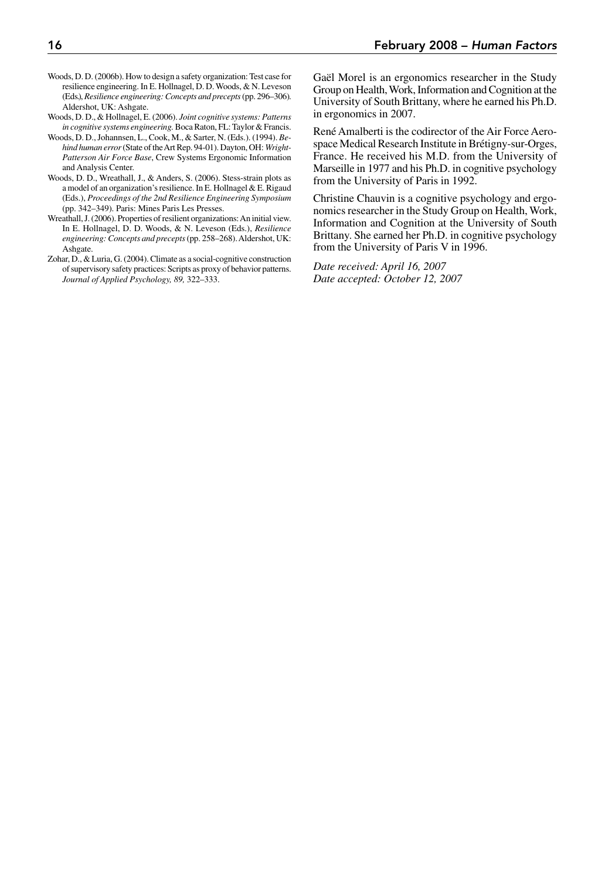Woods, D. D. (2006b). How to design a safety organization: Test case for resilience engineering. In E. Hollnagel, D. D. Woods, & N. Leveson (Eds.), *Resilience engineering: Concepts and precepts* (pp. 296–306). Aldershot, UK: Ashgate.

Woods, D. D., & Hollnagel, E. (2006). *Joint cognitive systems: Patterns in cognitive systems engineering.* Boca Raton, FL: Taylor & Francis.

Woods, D. D., Johannsen, L., Cook, M., & Sarter, N. (Eds.). (1994). *Behind human error* (State of the Art Rep. 94-01). Dayton, OH: *Wright-Patterson Air Force Base*, Crew Systems Ergonomic Information and Analysis Center.

Woods, D. D., Wreathall, J., & Anders, S. (2006). Stess-strain plots as a model of an organization's resilience. In E. Hollnagel & E. Rigaud (Eds.), *Proceedings of the 2nd Resilience Engineering Symposium* (pp. 342–349). Paris: Mines Paris Les Presses.

Wreathall, J. (2006). Properties of resilient organizations: An initial view. In E. Hollnagel, D. D. Woods, & N. Leveson (Eds.), *Resilience engineering: Concepts and precepts* (pp. 258–268). Aldershot, UK: Ashgate.

Zohar, D., & Luria, G. (2004). Climate as a social-cognitive construction of supervisory safety practices: Scripts as proxy of behavior patterns. *Journal of Applied Psychology, 89,* 322–333.

Gaël Morel is an ergonomics researcher in the Study Group on Health, Work, Information and Cognition at the University of South Brittany, where he earned his Ph.D. in ergonomics in 2007.

René Amalberti is the codirector of the Air Force Aerospace Medical Research Institute in Brétigny-sur-Orges, France. He received his M.D. from the University of Marseille in 1977 and his Ph.D. in cognitive psychology from the University of Paris in 1992.

Christine Chauvin is a cognitive psychology and ergonomics researcher in the Study Group on Health, Work, Information and Cognition at the University of South Brittany. She earned her Ph.D. in cognitive psychology from the University of Paris V in 1996.

*Date received: April 16, 2007*
*Date accepted: October 12, 2007*